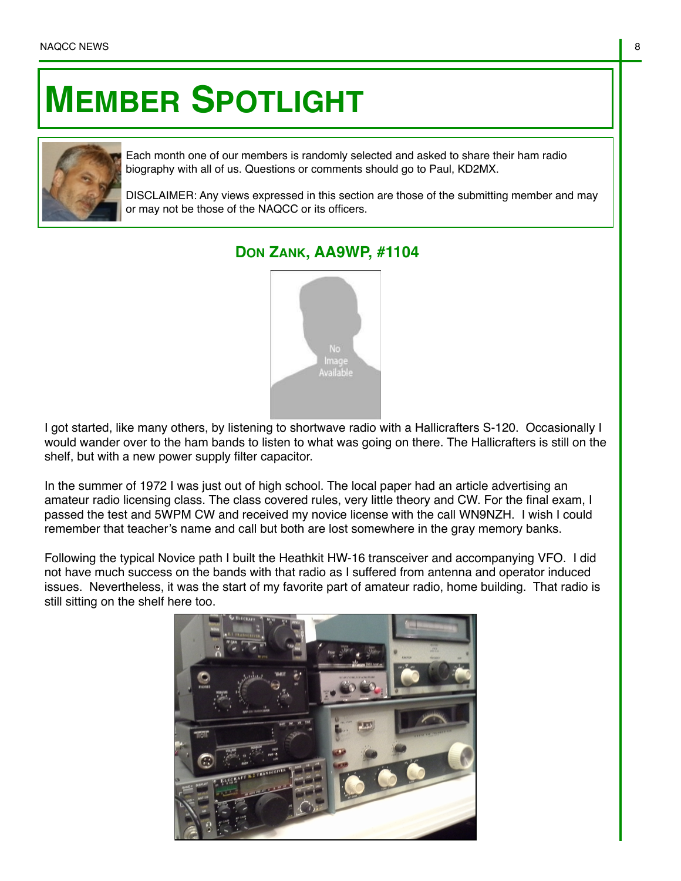# MEMBER SPOTLIGHT

Each month one of our members is randomly selected and asked to share their ham radio biography with all of us. Questions or comments should go to Paul, KD2MX.

DISCLAIMER: Any views expressed in this section are those of the submitting member and may or may not be those of the NAQCC or its officers.

## DON ZANK, AA9WP, #1104

I got started, like many others, by listening to shortwave radio with a Hallicrafters S-120. Occasionally I would wander over to the ham bands to listen to what was going on there. The Hallicrafters is still on the shelf, but with a new power supply filter capacitor.

In the summer of 1972 I was just out of high school. The local paper had an article advertising an amateur radio licensing class. The class covered rules, very little theory and CW. For the final exam, I passed the test and 5WPM CW and received my novice license with the call WN9NZH. I wish I could remember that teacher's name and call but both are lost somewhere in the gray memory banks.

Following the typical Novice path I built the Heathkit HW-16 transceiver and accompanying VFO. I did not have much success on the bands with that radio as I suffered from antenna and operator induced issues. Nevertheless, it was the start of my favorite part of amateur radio, home building. That radio is still sitting on the shelf here too.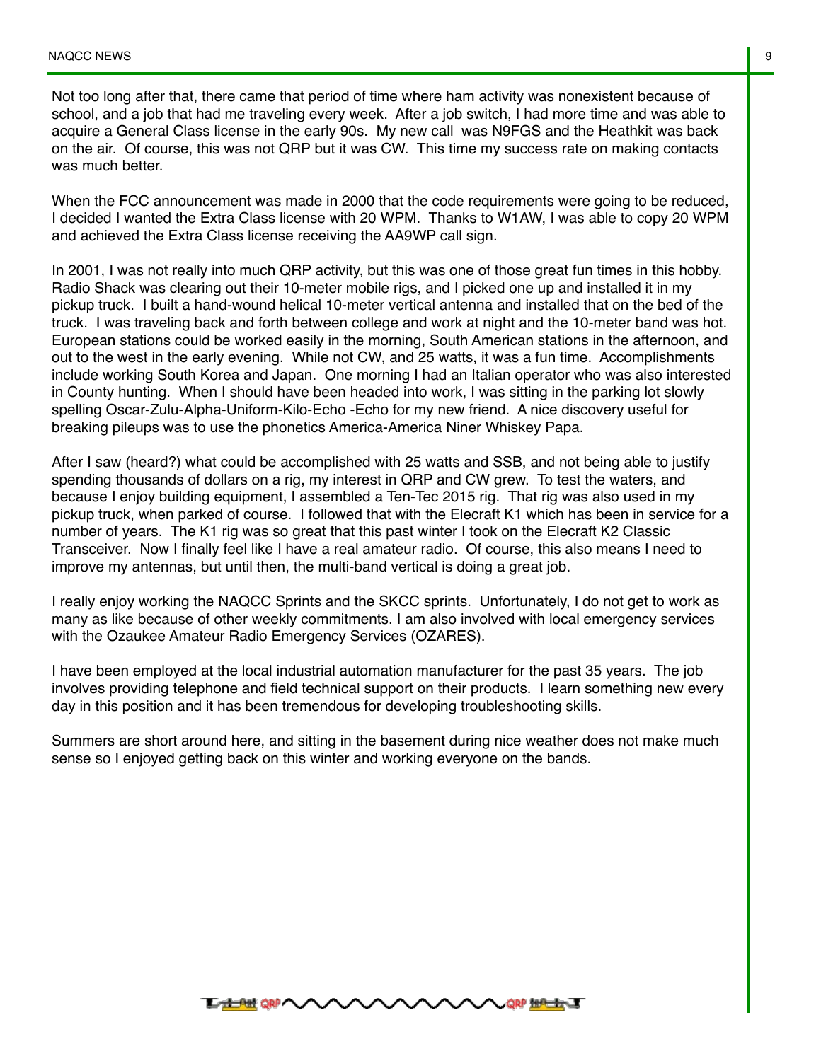Not too long after that, there came that period of time where ham activity was nonexistent because of school, and a job that had me traveling every week. After a job switch, I had more time and was able to acquire a General Class license in the early 90s. My new call was N9FGS and the Heathkit was back on the air. Of course, this was not QRP but it was CW. This time my success rate on making contacts was much better.

When the FCC announcement was made in 2000 that the code requirements were going to be reduced, I decided I wanted the Extra Class license with 20 WPM. Thanks to W1AW, I was able to copy 20 WPM and achieved the Extra Class license receiving the AA9WP call sign.

In 2001, I was not really into much QRP activity, but this was one of those great fun times in this hobby. Radio Shack was clearing out their 10-meter mobile rigs, and I picked one up and installed it in my pickup truck. I built a hand-wound helical 10-meter vertical antenna and installed that on the bed of the truck. I was traveling back and forth between college and work at night and the 10-meter band was hot. European stations could be worked easily in the morning, South American stations in the afternoon, and out to the west in the early evening. While not CW, and 25 watts, it was a fun time. Accomplishments include working South Korea and Japan. One morning I had an Italian operator who was also interested in County hunting. When I should have been headed into work, I was sitting in the parking lot slowly spelling Oscar-Zulu-Alpha-Uniform-Kilo-Echo -Echo for my new friend. A nice discovery useful for breaking pileups was to use the phonetics America-America Niner Whiskey Papa.

After I saw (heard?) what could be accomplished with 25 watts and SSB, and not being able to justify spending thousands of dollars on a rig, my interest in QRP and CW grew. To test the waters, and because I enjoy building equipment, I assembled a Ten-Tec 2015 rig. That rig was also used in my pickup truck, when parked of course. I followed that with the Elecraft K1 which has been in service for a number of years. The K1 rig was so great that this past winter I took on the Elecraft K2 Classic Transceiver. Now I finally feel like I have a real amateur radio. Of course, this also means I need to improve my antennas, but until then, the multi-band vertical is doing a great job.

I really enjoy working the NAQCC Sprints and the SKCC sprints. Unfortunately, I do not get to work as many as like because of other weekly commitments. I am also involved with local emergency services with the Ozaukee Amateur Radio Emergency Services (OZARES).

I have been employed at the local industrial automation manufacturer for the past 35 years. The job involves providing telephone and field technical support on their products. I learn something new every day in this position and it has been tremendous for developing troubleshooting skills.

Summers are short around here, and sitting in the basement during nice weather does not make much sense so I enjoyed getting back on this winter and working everyone on the bands.